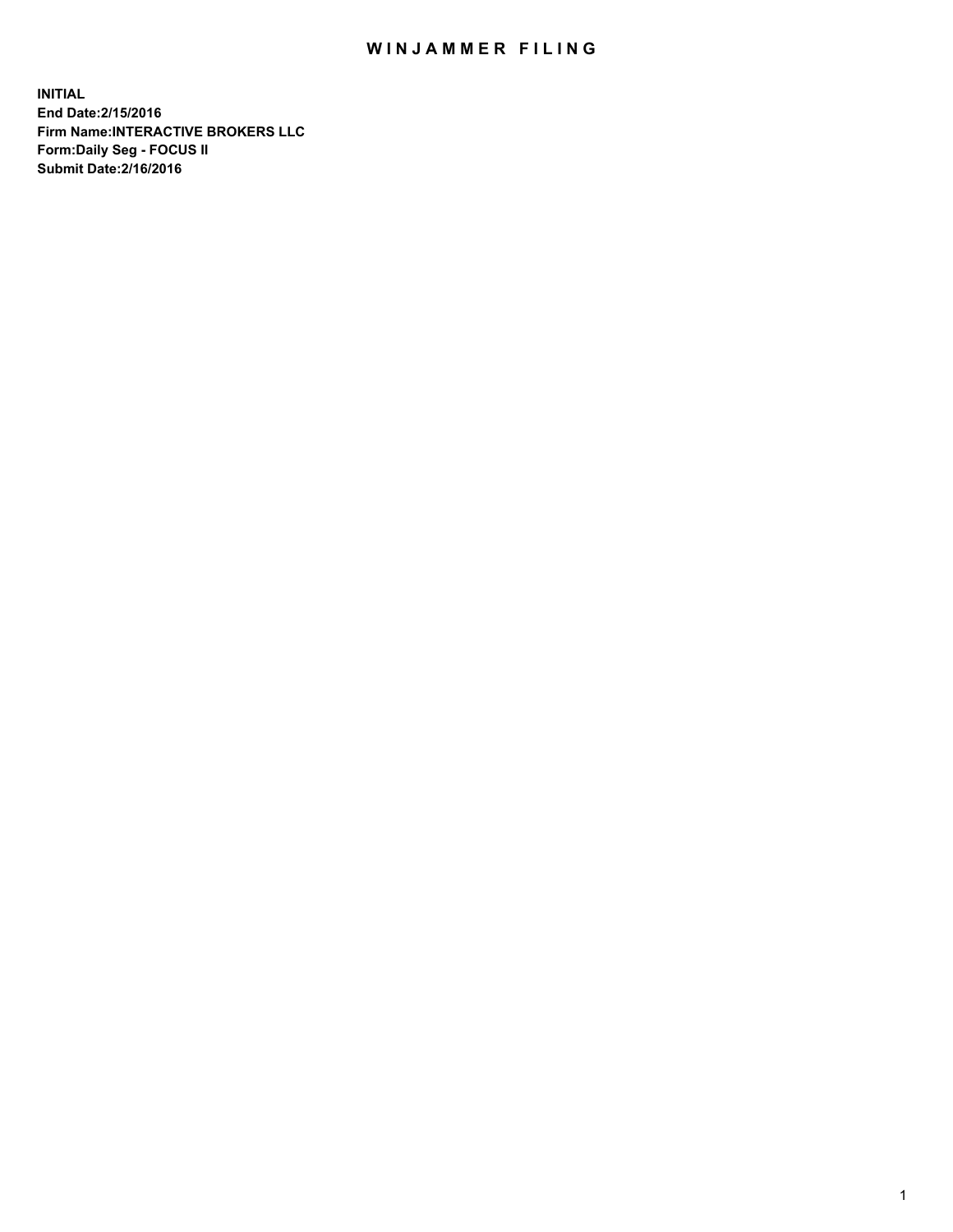# WINJAMMER FILING

**INITIAL**
**End Date:2/15/2016**
**Firm Name:INTERACTIVE BROKERS LLC**
**Form:Daily Seg - FOCUS II**
**Submit Date:2/16/2016**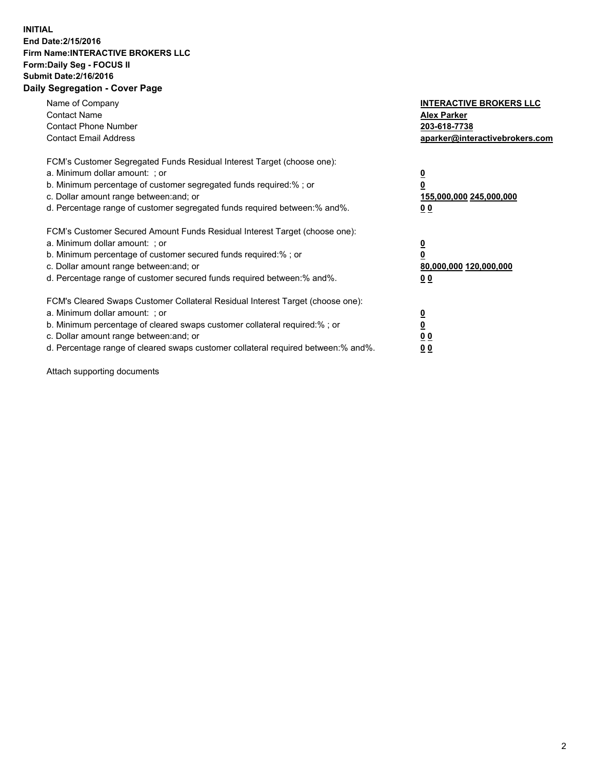**INITIAL**
**End Date:2/15/2016**
**Firm Name:INTERACTIVE BROKERS LLC**
**Form:Daily Seg - FOCUS II**
**Submit Date:2/16/2016**

## Daily Segregation - Cover Page

| | |
|---|---|
| Name of Company | **INTERACTIVE BROKERS LLC** |
| Contact Name | **Alex Parker** |
| Contact Phone Number | **203-618-7738** |
| Contact Email Address | **aparker@interactivebrokers.com** |

FCM's Customer Segregated Funds Residual Interest Target (choose one):

| | |
|---|---|
| a. Minimum dollar amount: ; or | **0** |
| b. Minimum percentage of customer segregated funds required:% ; or | **0** |
| c. Dollar amount range between:and; or | **155,000,000 245,000,000** |
| d. Percentage range of customer segregated funds required between:% and%. | **0 0** |

FCM's Customer Secured Amount Funds Residual Interest Target (choose one):

| | |
|---|---|
| a. Minimum dollar amount: ; or | **0** |
| b. Minimum percentage of customer secured funds required:% ; or | **0** |
| c. Dollar amount range between:and; or | **80,000,000 120,000,000** |
| d. Percentage range of customer secured funds required between:% and%. | **0 0** |

FCM's Cleared Swaps Customer Collateral Residual Interest Target (choose one):

| | |
|---|---|
| a. Minimum dollar amount: ; or | **0** |
| b. Minimum percentage of cleared swaps customer collateral required:% ; or | **0** |
| c. Dollar amount range between:and; or | **0 0** |
| d. Percentage range of cleared swaps customer collateral required between:% and%. | **0 0** |

Attach supporting documents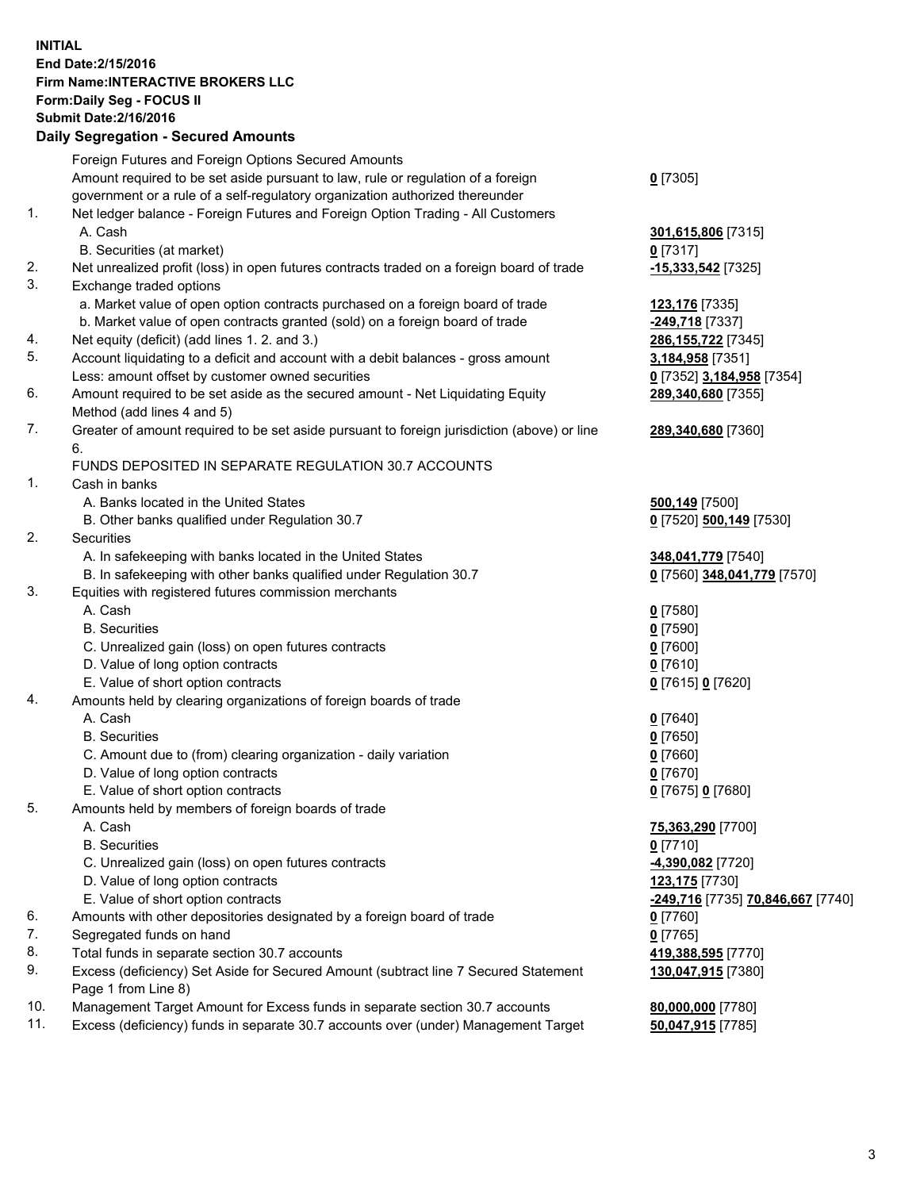**INITIAL**
**End Date:2/15/2016**
**Firm Name:INTERACTIVE BROKERS LLC**
**Form:Daily Seg - FOCUS II**
**Submit Date:2/16/2016**

### Daily Segregation - Secured Amounts

| | | |
|---|---|---|
| | Foreign Futures and Foreign Options Secured Amounts | |
| | Amount required to be set aside pursuant to law, rule or regulation of a foreign government or a rule of a self-regulatory organization authorized thereunder | **0** [7305] |
| 1. | Net ledger balance - Foreign Futures and Foreign Option Trading - All Customers | |
| | A. Cash | **301,615,806** [7315] |
| | B. Securities (at market) | **0** [7317] |
| 2. | Net unrealized profit (loss) in open futures contracts traded on a foreign board of trade | **-15,333,542** [7325] |
| 3. | Exchange traded options | |
| | a. Market value of open option contracts purchased on a foreign board of trade | **123,176** [7335] |
| | b. Market value of open contracts granted (sold) on a foreign board of trade | **-249,718** [7337] |
| 4. | Net equity (deficit) (add lines 1. 2. and 3.) | **286,155,722** [7345] |
| 5. | Account liquidating to a deficit and account with a debit balances - gross amount | **3,184,958** [7351] |
| | Less: amount offset by customer owned securities | **0** [7352] **3,184,958** [7354] |
| 6. | Amount required to be set aside as the secured amount - Net Liquidating Equity Method (add lines 4 and 5) | **289,340,680** [7355] |
| 7. | Greater of amount required to be set aside pursuant to foreign jurisdiction (above) or line 6. | **289,340,680** [7360] |
| | FUNDS DEPOSITED IN SEPARATE REGULATION 30.7 ACCOUNTS | |
| 1. | Cash in banks | |
| | A. Banks located in the United States | **500,149** [7500] |
| | B. Other banks qualified under Regulation 30.7 | **0** [7520] **500,149** [7530] |
| 2. | Securities | |
| | A. In safekeeping with banks located in the United States | **348,041,779** [7540] |
| | B. In safekeeping with other banks qualified under Regulation 30.7 | **0** [7560] **348,041,779** [7570] |
| 3. | Equities with registered futures commission merchants | |
| | A. Cash | **0** [7580] |
| | B. Securities | **0** [7590] |
| | C. Unrealized gain (loss) on open futures contracts | **0** [7600] |
| | D. Value of long option contracts | **0** [7610] |
| | E. Value of short option contracts | **0** [7615] **0** [7620] |
| 4. | Amounts held by clearing organizations of foreign boards of trade | |
| | A. Cash | **0** [7640] |
| | B. Securities | **0** [7650] |
| | C. Amount due to (from) clearing organization - daily variation | **0** [7660] |
| | D. Value of long option contracts | **0** [7670] |
| | E. Value of short option contracts | **0** [7675] **0** [7680] |
| 5. | Amounts held by members of foreign boards of trade | |
| | A. Cash | **75,363,290** [7700] |
| | B. Securities | **0** [7710] |
| | C. Unrealized gain (loss) on open futures contracts | **-4,390,082** [7720] |
| | D. Value of long option contracts | **123,175** [7730] |
| | E. Value of short option contracts | **-249,716** [7735] **70,846,667** [7740] |
| 6. | Amounts with other depositories designated by a foreign board of trade | **0** [7760] |
| 7. | Segregated funds on hand | **0** [7765] |
| 8. | Total funds in separate section 30.7 accounts | **419,388,595** [7770] |
| 9. | Excess (deficiency) Set Aside for Secured Amount (subtract line 7 Secured Statement Page 1 from Line 8) | **130,047,915** [7380] |
| 10. | Management Target Amount for Excess funds in separate section 30.7 accounts | **80,000,000** [7780] |
| 11. | Excess (deficiency) funds in separate 30.7 accounts over (under) Management Target | **50,047,915** [7785] |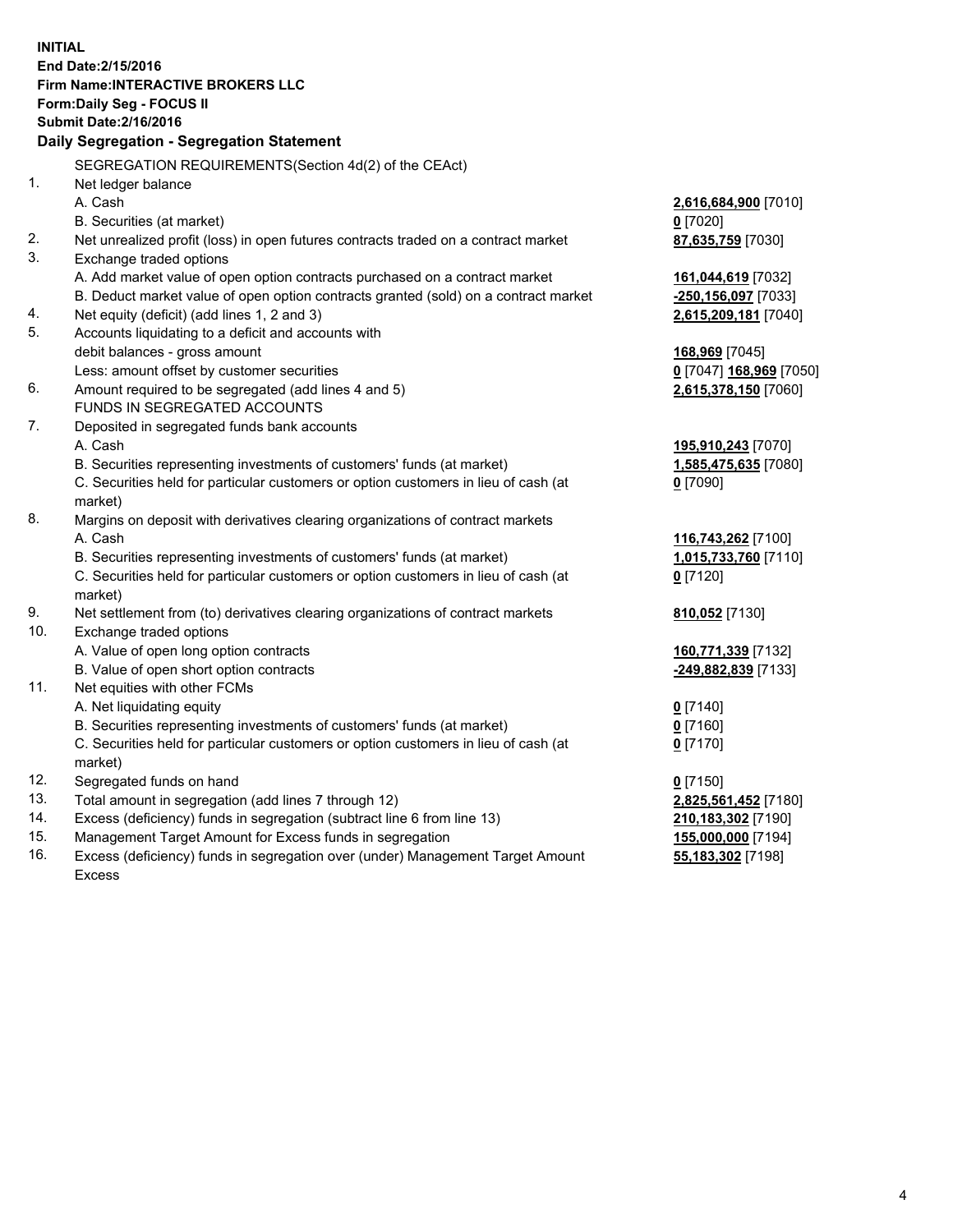**INITIAL**
**End Date:2/15/2016**
**Firm Name:INTERACTIVE BROKERS LLC**
**Form:Daily Seg - FOCUS II**
**Submit Date:2/16/2016**

**Daily Segregation - Segregation Statement**

SEGREGATION REQUIREMENTS(Section 4d(2) of the CEAct)

| | | |
|---|---|---|
| 1. | Net ledger balance | |
| | A. Cash | **2,616,684,900** [7010] |
| | B. Securities (at market) | **0** [7020] |
| 2. | Net unrealized profit (loss) in open futures contracts traded on a contract market | **87,635,759** [7030] |
| 3. | Exchange traded options | |
| | A. Add market value of open option contracts purchased on a contract market | **161,044,619** [7032] |
| | B. Deduct market value of open option contracts granted (sold) on a contract market | **-250,156,097** [7033] |
| 4. | Net equity (deficit) (add lines 1, 2 and 3) | **2,615,209,181** [7040] |
| 5. | Accounts liquidating to a deficit and accounts with | |
| | debit balances - gross amount | **168,969** [7045] |
| | Less: amount offset by customer securities | **0** [7047] **168,969** [7050] |
| 6. | Amount required to be segregated (add lines 4 and 5) | **2,615,378,150** [7060] |
| | FUNDS IN SEGREGATED ACCOUNTS | |
| 7. | Deposited in segregated funds bank accounts | |
| | A. Cash | **195,910,243** [7070] |
| | B. Securities representing investments of customers' funds (at market) | **1,585,475,635** [7080] |
| | C. Securities held for particular customers or option customers in lieu of cash (at market) | **0** [7090] |
| 8. | Margins on deposit with derivatives clearing organizations of contract markets | |
| | A. Cash | **116,743,262** [7100] |
| | B. Securities representing investments of customers' funds (at market) | **1,015,733,760** [7110] |
| | C. Securities held for particular customers or option customers in lieu of cash (at market) | **0** [7120] |
| 9. | Net settlement from (to) derivatives clearing organizations of contract markets | **810,052** [7130] |
| 10. | Exchange traded options | |
| | A. Value of open long option contracts | **160,771,339** [7132] |
| | B. Value of open short option contracts | **-249,882,839** [7133] |
| 11. | Net equities with other FCMs | |
| | A. Net liquidating equity | **0** [7140] |
| | B. Securities representing investments of customers' funds (at market) | **0** [7160] |
| | C. Securities held for particular customers or option customers in lieu of cash (at market) | **0** [7170] |
| 12. | Segregated funds on hand | **0** [7150] |
| 13. | Total amount in segregation (add lines 7 through 12) | **2,825,561,452** [7180] |
| 14. | Excess (deficiency) funds in segregation (subtract line 6 from line 13) | **210,183,302** [7190] |
| 15. | Management Target Amount for Excess funds in segregation | **155,000,000** [7194] |
| 16. | Excess (deficiency) funds in segregation over (under) Management Target Amount Excess | **55,183,302** [7198] |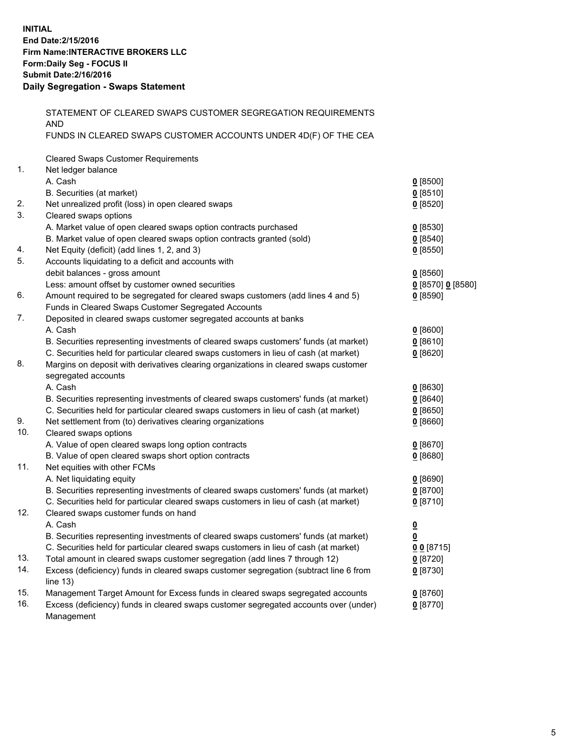**INITIAL**
**End Date:2/15/2016**
**Firm Name:INTERACTIVE BROKERS LLC**
**Form:Daily Seg - FOCUS II**
**Submit Date:2/16/2016**
**Daily Segregation - Swaps Statement**

STATEMENT OF CLEARED SWAPS CUSTOMER SEGREGATION REQUIREMENTS
AND
FUNDS IN CLEARED SWAPS CUSTOMER ACCOUNTS UNDER 4D(F) OF THE CEA

| | | |
|---|---|---|
| | Cleared Swaps Customer Requirements | |
| 1. | Net ledger balance | |
| | A. Cash | 0 [8500] |
| | B. Securities (at market) | 0 [8510] |
| 2. | Net unrealized profit (loss) in open cleared swaps | 0 [8520] |
| 3. | Cleared swaps options | |
| | A. Market value of open cleared swaps option contracts purchased | 0 [8530] |
| | B. Market value of open cleared swaps option contracts granted (sold) | 0 [8540] |
| 4. | Net Equity (deficit) (add lines 1, 2, and 3) | 0 [8550] |
| 5. | Accounts liquidating to a deficit and accounts with | |
| | debit balances - gross amount | 0 [8560] |
| | Less: amount offset by customer owned securities | 0 [8570] 0 [8580] |
| 6. | Amount required to be segregated for cleared swaps customers (add lines 4 and 5) | 0 [8590] |
| | Funds in Cleared Swaps Customer Segregated Accounts | |
| 7. | Deposited in cleared swaps customer segregated accounts at banks | |
| | A. Cash | 0 [8600] |
| | B. Securities representing investments of cleared swaps customers' funds (at market) | 0 [8610] |
| | C. Securities held for particular cleared swaps customers in lieu of cash (at market) | 0 [8620] |
| 8. | Margins on deposit with derivatives clearing organizations in cleared swaps customer segregated accounts | |
| | A. Cash | 0 [8630] |
| | B. Securities representing investments of cleared swaps customers' funds (at market) | 0 [8640] |
| | C. Securities held for particular cleared swaps customers in lieu of cash (at market) | 0 [8650] |
| 9. | Net settlement from (to) derivatives clearing organizations | 0 [8660] |
| 10. | Cleared swaps options | |
| | A. Value of open cleared swaps long option contracts | 0 [8670] |
| | B. Value of open cleared swaps short option contracts | 0 [8680] |
| 11. | Net equities with other FCMs | |
| | A. Net liquidating equity | 0 [8690] |
| | B. Securities representing investments of cleared swaps customers' funds (at market) | 0 [8700] |
| | C. Securities held for particular cleared swaps customers in lieu of cash (at market) | 0 [8710] |
| 12. | Cleared swaps customer funds on hand | |
| | A. Cash | 0 |
| | B. Securities representing investments of cleared swaps customers' funds (at market) | 0 |
| | C. Securities held for particular cleared swaps customers in lieu of cash (at market) | 0 0 [8715] |
| 13. | Total amount in cleared swaps customer segregation (add lines 7 through 12) | 0 [8720] |
| 14. | Excess (deficiency) funds in cleared swaps customer segregation (subtract line 6 from line 13) | 0 [8730] |
| 15. | Management Target Amount for Excess funds in cleared swaps segregated accounts | 0 [8760] |
| 16. | Excess (deficiency) funds in cleared swaps customer segregated accounts over (under) Management | 0 [8770] |